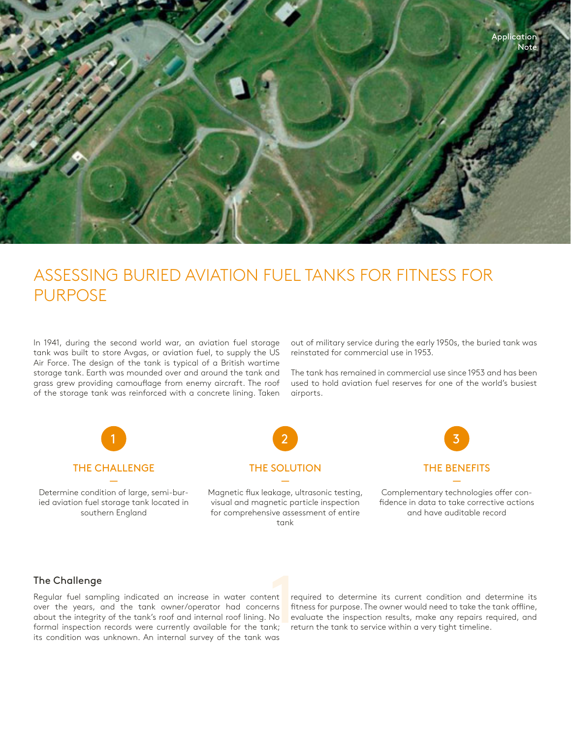Application Note

# ASSESSING BURIED AVIATION FUEL TANKS FOR FITNESS FOR PURPOSE

In 1941, during the second world war, an aviation fuel storage tank was built to store Avgas, or aviation fuel, to supply the US Air Force. The design of the tank is typical of a British wartime storage tank. Earth was mounded over and around the tank and grass grew providing camouflage from enemy aircraft. The roof of the storage tank was reinforced with a concrete lining. Taken out of military service during the early 1950s, the buried tank was reinstated for commercial use in 1953.

The tank has remained in commercial use since 1953 and has been used to hold aviation fuel reserves for one of the world's busiest airports.

### 1 THE CHALLENGE

Determine condition of large, semi-buried aviation fuel storage tank located in southern England

### 2 THE SOLUTION

Magnetic flux leakage, ultrasonic testing, visual and magnetic particle inspection for comprehensive assessment of entire tank

### 3 THE BENEFITS

Complementary technologies offer confidence in data to take corrective actions and have auditable record

## The Challenge

Regular fuel sampling indicated an increase in water content over the years, and the tank owner/operator had concerns about the integrity of the tank's roof and internal roof lining. No formal inspection records were currently available for the tank; its condition was unknown. An internal survey of the tank was required to determine its current condition and determine its fitness for purpose. The owner would need to take the tank offline, evaluate the inspection results, make any repairs required, and return the tank to service within a very tight timeline.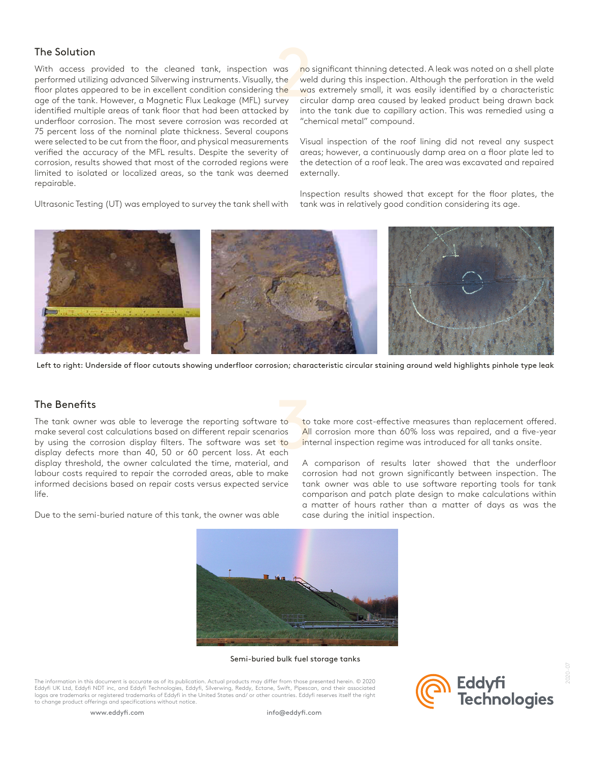## The Solution

With access provided to the cleaned tank, inspection was performed utilizing advanced Silverwing instruments. Visually, the floor plates appeared to be in excellent condition considering the age of the tank. However, a Magnetic Flux Leakage (MFL) survey identified multiple areas of tank floor that had been attacked by underfloor corrosion. The most severe corrosion was recorded at 75 percent loss of the nominal plate thickness. Several coupons were selected to be cut from the floor, and physical measurements verified the accuracy of the MFL results. Despite the severity of corrosion, results showed that most of the corroded regions were limited to isolated or localized areas, so the tank was deemed repairable.

Ultrasonic Testing (UT) was employed to survey the tank shell with no significant thinning detected. A leak was noted on a shell plate weld during this inspection. Although the perforation in the weld was extremely small, it was easily identified by a characteristic circular damp area caused by leaked product being drawn back into the tank due to capillary action. This was remedied using a "chemical metal" compound.

Visual inspection of the roof lining did not reveal any suspect areas; however, a continuously damp area on a floor plate led to the detection of a roof leak. The area was excavated and repaired externally.

Inspection results showed that except for the floor plates, the tank was in relatively good condition considering its age.

Left to right: Underside of floor cutouts showing underfloor corrosion; characteristic circular staining around weld highlights pinhole type leak

## The Benefits

The tank owner was able to leverage the reporting software to make several cost calculations based on different repair scenarios by using the corrosion display filters. The software was set to display defects more than 40, 50 or 60 percent loss. At each display threshold, the owner calculated the time, material, and labour costs required to repair the corroded areas, able to make informed decisions based on repair costs versus expected service life.

Due to the semi-buried nature of this tank, the owner was able to take more cost-effective measures than replacement offered. All corrosion more than 60% loss was repaired, and a five-year internal inspection regime was introduced for all tanks onsite.

A comparison of results later showed that the underfloor corrosion had not grown significantly between inspection. The tank owner was able to use software reporting tools for tank comparison and patch plate design to make calculations within a matter of hours rather than a matter of days as was the case during the initial inspection.

Semi-buried bulk fuel storage tanks

The information in this document is accurate as of its publication. Actual products may differ from those presented herein. © 2020 Eddyfi UK Ltd, Eddyfi NDT inc, and Eddyfi Technologies, Eddyfi, Silverwing, Reddy, Ectane, Swift, Pipescan, and their associated logos are trademarks or registered trademarks of Eddyfi in the United States and/ or other countries. Eddyfi reserves itself the right to change product offerings and specifications without notice.

www.eddyfi.com info@eddyfi.com